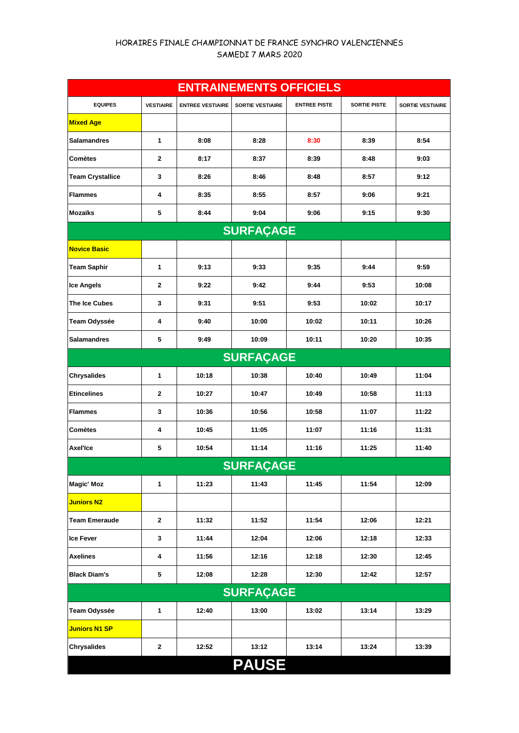HORAIRES FINALE CHAMPIONNAT DE FRANCE SYNCHRO VALENCIENNES

SAMEDI 7 MARS 2020

| ENTRAINEMENTS OFFICIELS | | | | | | |
|---|---|---|---|---|---|---|
| EQUIPES | VESTIAIRE | ENTREE VESTIAIRE | SORTIE VESTIAIRE | ENTREE PISTE | SORTIE PISTE | SORTIE VESTIAIRE |
| **Mixed Age** | | | | | | |
| Salamandres | 1 | 8:08 | 8:28 | 8:30 | 8:39 | 8:54 |
| Comètes | 2 | 8:17 | 8:37 | 8:39 | 8:48 | 9:03 |
| Team Crystallice | 3 | 8:26 | 8:46 | 8:48 | 8:57 | 9:12 |
| Flammes | 4 | 8:35 | 8:55 | 8:57 | 9:06 | 9:21 |
| Mozaïks | 5 | 8:44 | 9:04 | 9:06 | 9:15 | 9:30 |
| SURFAÇAGE | | | | | | |
| **Novice Basic** | | | | | | |
| Team Saphir | 1 | 9:13 | 9:33 | 9:35 | 9:44 | 9:59 |
| Ice Angels | 2 | 9:22 | 9:42 | 9:44 | 9:53 | 10:08 |
| The Ice Cubes | 3 | 9:31 | 9:51 | 9:53 | 10:02 | 10:17 |
| Team Odyssée | 4 | 9:40 | 10:00 | 10:02 | 10:11 | 10:26 |
| Salamandres | 5 | 9:49 | 10:09 | 10:11 | 10:20 | 10:35 |
| SURFAÇAGE | | | | | | |
| Chrysalides | 1 | 10:18 | 10:38 | 10:40 | 10:49 | 11:04 |
| Etincelines | 2 | 10:27 | 10:47 | 10:49 | 10:58 | 11:13 |
| Flammes | 3 | 10:36 | 10:56 | 10:58 | 11:07 | 11:22 |
| Comètes | 4 | 10:45 | 11:05 | 11:07 | 11:16 | 11:31 |
| Axel'Ice | 5 | 10:54 | 11:14 | 11:16 | 11:25 | 11:40 |
| SURFAÇAGE | | | | | | |
| Magic' Moz | 1 | 11:23 | 11:43 | 11:45 | 11:54 | 12:09 |
| **Juniors N2** | | | | | | |
| Team Emeraude | 2 | 11:32 | 11:52 | 11:54 | 12:06 | 12:21 |
| Ice Fever | 3 | 11:44 | 12:04 | 12:06 | 12:18 | 12:33 |
| Axelines | 4 | 11:56 | 12:16 | 12:18 | 12:30 | 12:45 |
| Black Diam's | 5 | 12:08 | 12:28 | 12:30 | 12:42 | 12:57 |
| SURFAÇAGE | | | | | | |
| Team Odyssée | 1 | 12:40 | 13:00 | 13:02 | 13:14 | 13:29 |
| **Juniors N1 SP** | | | | | | |
| Chrysalides | 2 | 12:52 | 13:12 | 13:14 | 13:24 | 13:39 |
| PAUSE | | | | | | |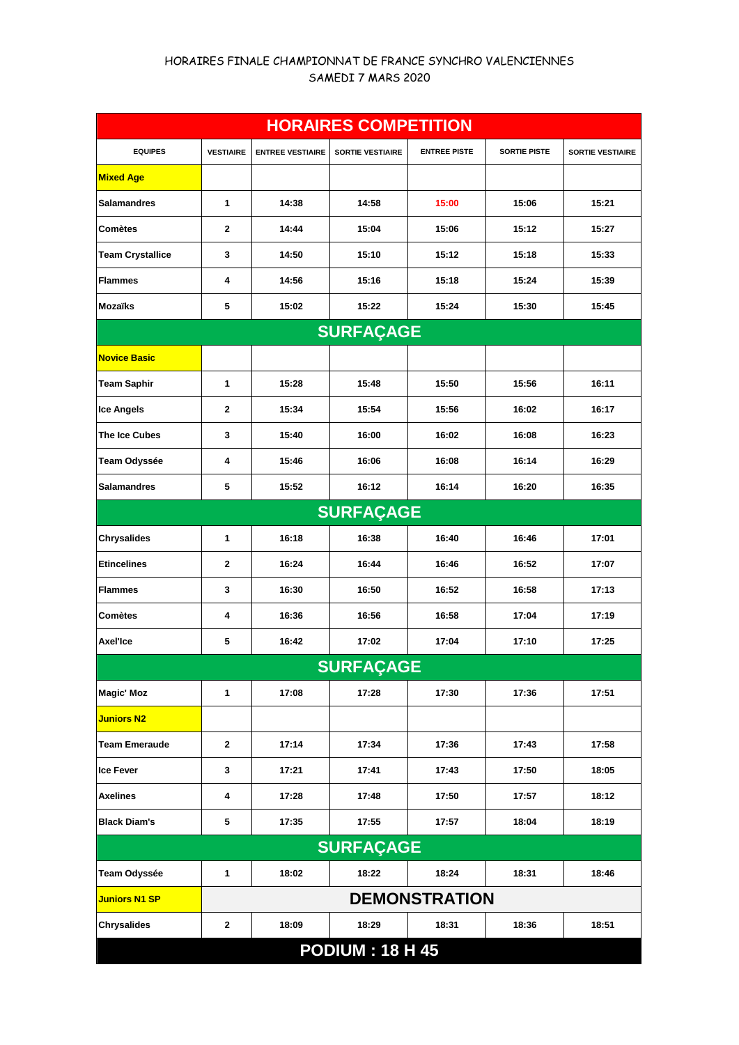HORAIRES FINALE CHAMPIONNAT DE FRANCE SYNCHRO VALENCIENNES
SAMEDI 7 MARS 2020

| HORAIRES COMPETITION | | | | | | |
|---|---|---|---|---|---|---|
| EQUIPES | VESTIAIRE | ENTREE VESTIAIRE | SORTIE VESTIAIRE | ENTREE PISTE | SORTIE PISTE | SORTIE VESTIAIRE |
| **Mixed Age** | | | | | | |
| **Salamandres** | 1 | 14:38 | 14:58 | 15:00 | 15:06 | 15:21 |
| **Comètes** | 2 | 14:44 | 15:04 | 15:06 | 15:12 | 15:27 |
| **Team Crystallice** | 3 | 14:50 | 15:10 | 15:12 | 15:18 | 15:33 |
| **Flammes** | 4 | 14:56 | 15:16 | 15:18 | 15:24 | 15:39 |
| **Mozaïks** | 5 | 15:02 | 15:22 | 15:24 | 15:30 | 15:45 |
| **SURFAÇAGE** | | | | | | |
| **Novice Basic** | | | | | | |
| **Team Saphir** | 1 | 15:28 | 15:48 | 15:50 | 15:56 | 16:11 |
| **Ice Angels** | 2 | 15:34 | 15:54 | 15:56 | 16:02 | 16:17 |
| **The Ice Cubes** | 3 | 15:40 | 16:00 | 16:02 | 16:08 | 16:23 |
| **Team Odyssée** | 4 | 15:46 | 16:06 | 16:08 | 16:14 | 16:29 |
| **Salamandres** | 5 | 15:52 | 16:12 | 16:14 | 16:20 | 16:35 |
| **SURFAÇAGE** | | | | | | |
| **Chrysalides** | 1 | 16:18 | 16:38 | 16:40 | 16:46 | 17:01 |
| **Etincelines** | 2 | 16:24 | 16:44 | 16:46 | 16:52 | 17:07 |
| **Flammes** | 3 | 16:30 | 16:50 | 16:52 | 16:58 | 17:13 |
| **Comètes** | 4 | 16:36 | 16:56 | 16:58 | 17:04 | 17:19 |
| **Axel'Ice** | 5 | 16:42 | 17:02 | 17:04 | 17:10 | 17:25 |
| **SURFAÇAGE** | | | | | | |
| **Magic' Moz** | 1 | 17:08 | 17:28 | 17:30 | 17:36 | 17:51 |
| **Juniors N2** | | | | | | |
| **Team Emeraude** | 2 | 17:14 | 17:34 | 17:36 | 17:43 | 17:58 |
| **Ice Fever** | 3 | 17:21 | 17:41 | 17:43 | 17:50 | 18:05 |
| **Axelines** | 4 | 17:28 | 17:48 | 17:50 | 17:57 | 18:12 |
| **Black Diam's** | 5 | 17:35 | 17:55 | 17:57 | 18:04 | 18:19 |
| **SURFAÇAGE** | | | | | | |
| **Team Odyssée** | 1 | 18:02 | 18:22 | 18:24 | 18:31 | 18:46 |
| **Juniors N1 SP** | **DEMONSTRATION** | | | | | |
| **Chrysalides** | 2 | 18:09 | 18:29 | 18:31 | 18:36 | 18:51 |
| **PODIUM : 18 H 45** | | | | | | |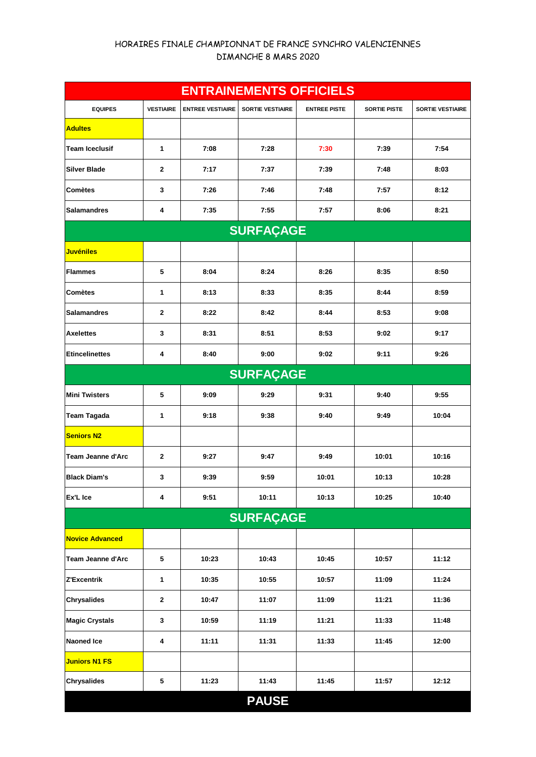HORAIRES FINALE CHAMPIONNAT DE FRANCE SYNCHRO VALENCIENNES
DIMANCHE 8 MARS 2020

| ENTRAINEMENTS OFFICIELS | | | | | | |
|---|---|---|---|---|---|---|
| **EQUIPES** | **VESTIAIRE** | **ENTREE VESTIAIRE** | **SORTIE VESTIAIRE** | **ENTREE PISTE** | **SORTIE PISTE** | **SORTIE VESTIAIRE** |
| **Adultes** | | | | | | |
| **Team Iceclusif** | 1 | 7:08 | 7:28 | 7:30 | 7:39 | 7:54 |
| **Silver Blade** | 2 | 7:17 | 7:37 | 7:39 | 7:48 | 8:03 |
| **Comètes** | 3 | 7:26 | 7:46 | 7:48 | 7:57 | 8:12 |
| **Salamandres** | 4 | 7:35 | 7:55 | 7:57 | 8:06 | 8:21 |
| **SURFAÇAGE** | | | | | | |
| **Juvéniles** | | | | | | |
| **Flammes** | 5 | 8:04 | 8:24 | 8:26 | 8:35 | 8:50 |
| **Comètes** | 1 | 8:13 | 8:33 | 8:35 | 8:44 | 8:59 |
| **Salamandres** | 2 | 8:22 | 8:42 | 8:44 | 8:53 | 9:08 |
| **Axelettes** | 3 | 8:31 | 8:51 | 8:53 | 9:02 | 9:17 |
| **Etincelinettes** | 4 | 8:40 | 9:00 | 9:02 | 9:11 | 9:26 |
| **SURFAÇAGE** | | | | | | |
| **Mini Twisters** | 5 | 9:09 | 9:29 | 9:31 | 9:40 | 9:55 |
| **Team Tagada** | 1 | 9:18 | 9:38 | 9:40 | 9:49 | 10:04 |
| **Seniors N2** | | | | | | |
| **Team Jeanne d'Arc** | 2 | 9:27 | 9:47 | 9:49 | 10:01 | 10:16 |
| **Black Diam's** | 3 | 9:39 | 9:59 | 10:01 | 10:13 | 10:28 |
| **Ex'L Ice** | 4 | 9:51 | 10:11 | 10:13 | 10:25 | 10:40 |
| **SURFAÇAGE** | | | | | | |
| **Novice Advanced** | | | | | | |
| **Team Jeanne d'Arc** | 5 | 10:23 | 10:43 | 10:45 | 10:57 | 11:12 |
| **Z'Excentrik** | 1 | 10:35 | 10:55 | 10:57 | 11:09 | 11:24 |
| **Chrysalides** | 2 | 10:47 | 11:07 | 11:09 | 11:21 | 11:36 |
| **Magic Crystals** | 3 | 10:59 | 11:19 | 11:21 | 11:33 | 11:48 |
| **Naoned Ice** | 4 | 11:11 | 11:31 | 11:33 | 11:45 | 12:00 |
| **Juniors N1 FS** | | | | | | |
| **Chrysalides** | 5 | 11:23 | 11:43 | 11:45 | 11:57 | 12:12 |
| **PAUSE** | | | | | | |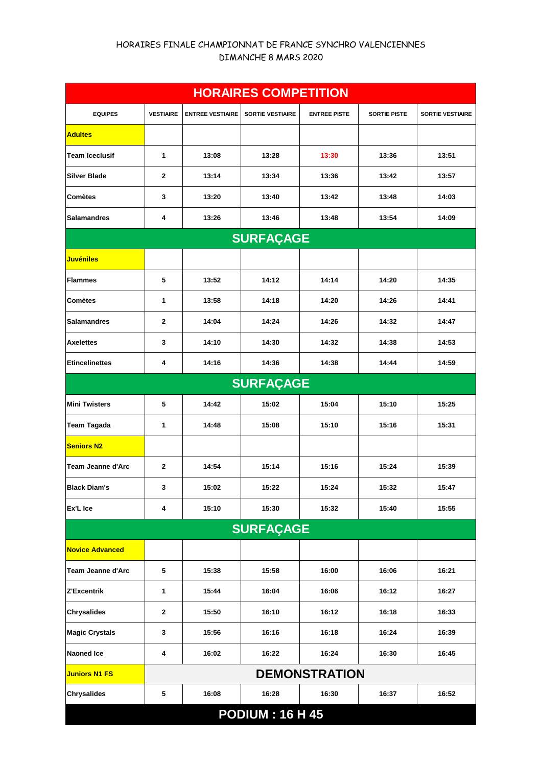HORAIRES FINALE CHAMPIONNAT DE FRANCE SYNCHRO VALENCIENNES
DIMANCHE 8 MARS 2020

| HORAIRES COMPETITION | | | | | | |
|---|---|---|---|---|---|---|
| **EQUIPES** | **VESTIAIRE** | **ENTREE VESTIAIRE** | **SORTIE VESTIAIRE** | **ENTREE PISTE** | **SORTIE PISTE** | **SORTIE VESTIAIRE** |
| **Adultes** | | | | | | |
| **Team Iceclusif** | 1 | 13:08 | 13:28 | 13:30 | 13:36 | 13:51 |
| **Silver Blade** | 2 | 13:14 | 13:34 | 13:36 | 13:42 | 13:57 |
| **Comètes** | 3 | 13:20 | 13:40 | 13:42 | 13:48 | 14:03 |
| **Salamandres** | 4 | 13:26 | 13:46 | 13:48 | 13:54 | 14:09 |
| **SURFAÇAGE** | | | | | | |
| **Juvéniles** | | | | | | |
| **Flammes** | 5 | 13:52 | 14:12 | 14:14 | 14:20 | 14:35 |
| **Comètes** | 1 | 13:58 | 14:18 | 14:20 | 14:26 | 14:41 |
| **Salamandres** | 2 | 14:04 | 14:24 | 14:26 | 14:32 | 14:47 |
| **Axelettes** | 3 | 14:10 | 14:30 | 14:32 | 14:38 | 14:53 |
| **Etincelinettes** | 4 | 14:16 | 14:36 | 14:38 | 14:44 | 14:59 |
| **SURFAÇAGE** | | | | | | |
| **Mini Twisters** | 5 | 14:42 | 15:02 | 15:04 | 15:10 | 15:25 |
| **Team Tagada** | 1 | 14:48 | 15:08 | 15:10 | 15:16 | 15:31 |
| **Seniors N2** | | | | | | |
| **Team Jeanne d'Arc** | 2 | 14:54 | 15:14 | 15:16 | 15:24 | 15:39 |
| **Black Diam's** | 3 | 15:02 | 15:22 | 15:24 | 15:32 | 15:47 |
| **Ex'L Ice** | 4 | 15:10 | 15:30 | 15:32 | 15:40 | 15:55 |
| **SURFAÇAGE** | | | | | | |
| **Novice Advanced** | | | | | | |
| **Team Jeanne d'Arc** | 5 | 15:38 | 15:58 | 16:00 | 16:06 | 16:21 |
| **Z'Excentrik** | 1 | 15:44 | 16:04 | 16:06 | 16:12 | 16:27 |
| **Chrysalides** | 2 | 15:50 | 16:10 | 16:12 | 16:18 | 16:33 |
| **Magic Crystals** | 3 | 15:56 | 16:16 | 16:18 | 16:24 | 16:39 |
| **Naoned Ice** | 4 | 16:02 | 16:22 | 16:24 | 16:30 | 16:45 |
| **Juniors N1 FS** | **DEMONSTRATION** | | | | | |
| **Chrysalides** | 5 | 16:08 | 16:28 | 16:30 | 16:37 | 16:52 |
| **PODIUM : 16 H 45** | | | | | | |